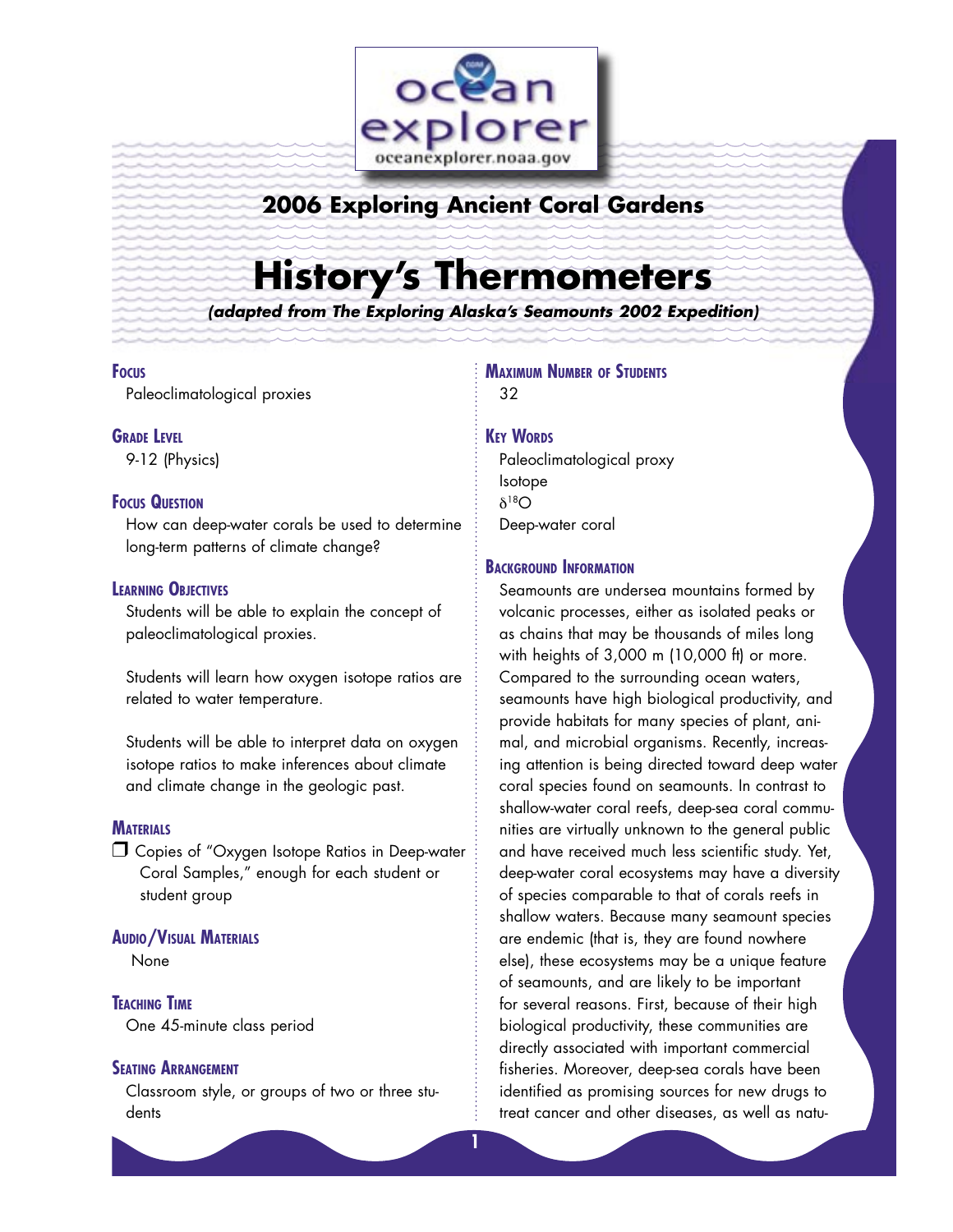oceanexplorer.noaa.gov

## 2006 Exploring Ancient Coral Gardens

# History's Thermometers

***(adapted from The Exploring Alaska's Seamounts 2002 Expedition)***

### Focus
Paleoclimatological proxies

### Grade Level
9-12 (Physics)

### Focus Question
How can deep-water corals be used to determine long-term patterns of climate change?

### Learning Objectives
Students will be able to explain the concept of paleoclimatological proxies.

Students will learn how oxygen isotope ratios are related to water temperature.

Students will be able to interpret data on oxygen isotope ratios to make inferences about climate and climate change in the geologic past.

### Materials
- ❒ Copies of "Oxygen Isotope Ratios in Deep-water Coral Samples," enough for each student or student group

### Audio/Visual Materials
None

### Teaching Time
One 45-minute class period

### Seating Arrangement
Classroom style, or groups of two or three students

### Maximum Number of Students
32

### Key Words
Paleoclimatological proxy
Isotope
$\delta^{18}O$
Deep-water coral

### Background Information
Seamounts are undersea mountains formed by volcanic processes, either as isolated peaks or as chains that may be thousands of miles long with heights of 3,000 m (10,000 ft) or more. Compared to the surrounding ocean waters, seamounts have high biological productivity, and provide habitats for many species of plant, animal, and microbial organisms. Recently, increasing attention is being directed toward deep water coral species found on seamounts. In contrast to shallow-water coral reefs, deep-sea coral communities are virtually unknown to the general public and have received much less scientific study. Yet, deep-water coral ecosystems may have a diversity of species comparable to that of corals reefs in shallow waters. Because many seamount species are endemic (that is, they are found nowhere else), these ecosystems may be a unique feature of seamounts, and are likely to be important for several reasons. First, because of their high biological productivity, these communities are directly associated with important commercial fisheries. Moreover, deep-sea corals have been identified as promising sources for new drugs to treat cancer and other diseases, as well as natu-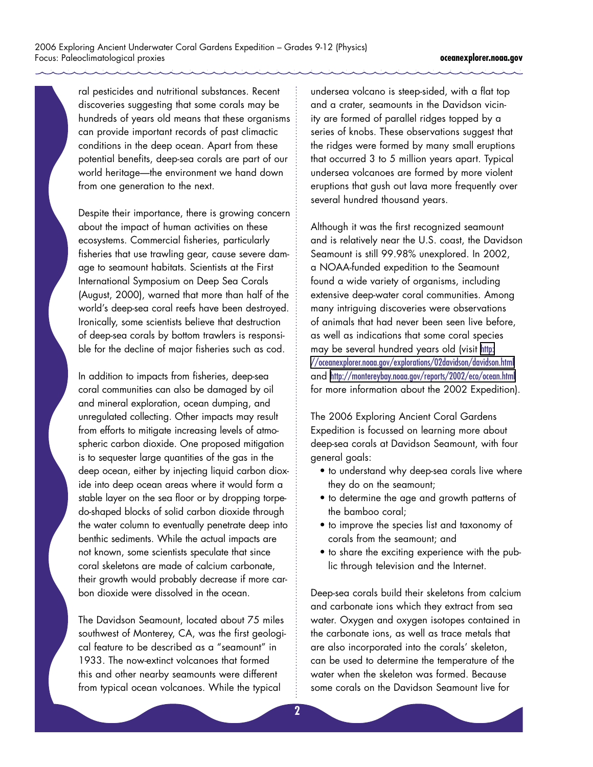ral pesticides and nutritional substances. Recent discoveries suggesting that some corals may be hundreds of years old means that these organisms can provide important records of past climactic conditions in the deep ocean. Apart from these potential benefits, deep-sea corals are part of our world heritage—the environment we hand down from one generation to the next.

Despite their importance, there is growing concern about the impact of human activities on these ecosystems. Commercial fisheries, particularly fisheries that use trawling gear, cause severe damage to seamount habitats. Scientists at the First International Symposium on Deep Sea Corals (August, 2000), warned that more than half of the world's deep-sea coral reefs have been destroyed. Ironically, some scientists believe that destruction of deep-sea corals by bottom trawlers is responsible for the decline of major fisheries such as cod.

In addition to impacts from fisheries, deep-sea coral communities can also be damaged by oil and mineral exploration, ocean dumping, and unregulated collecting. Other impacts may result from efforts to mitigate increasing levels of atmospheric carbon dioxide. One proposed mitigation is to sequester large quantities of the gas in the deep ocean, either by injecting liquid carbon dioxide into deep ocean areas where it would form a stable layer on the sea floor or by dropping torpedo-shaped blocks of solid carbon dioxide through the water column to eventually penetrate deep into benthic sediments. While the actual impacts are not known, some scientists speculate that since coral skeletons are made of calcium carbonate, their growth would probably decrease if more carbon dioxide were dissolved in the ocean.

The Davidson Seamount, located about 75 miles southwest of Monterey, CA, was the first geological feature to be described as a "seamount" in 1933. The now-extinct volcanoes that formed this and other nearby seamounts were different from typical ocean volcanoes. While the typical undersea volcano is steep-sided, with a flat top and a crater, seamounts in the Davidson vicinity are formed of parallel ridges topped by a series of knobs. These observations suggest that the ridges were formed by many small eruptions that occurred 3 to 5 million years apart. Typical undersea volcanoes are formed by more violent eruptions that gush out lava more frequently over several hundred thousand years.

Although it was the first recognized seamount and is relatively near the U.S. coast, the Davidson Seamount is still 99.98% unexplored. In 2002, a NOAA-funded expedition to the Seamount found a wide variety of organisms, including extensive deep-water coral communities. Among many intriguing discoveries were observations of animals that had never been seen live before, as well as indications that some coral species may be several hundred years old (visit http://oceanexplorer.noaa.gov/explorations/02davidson/davidson.html and http://montereybay.noaa.gov/reports/2002/eco/ocean.html for more information about the 2002 Expedition).

The 2006 Exploring Ancient Coral Gardens Expedition is focussed on learning more about deep-sea corals at Davidson Seamount, with four general goals:

- to understand why deep-sea corals live where they do on the seamount;
- to determine the age and growth patterns of the bamboo coral;
- to improve the species list and taxonomy of corals from the seamount; and
- to share the exciting experience with the public through television and the Internet.

Deep-sea corals build their skeletons from calcium and carbonate ions which they extract from sea water. Oxygen and oxygen isotopes contained in the carbonate ions, as well as trace metals that are also incorporated into the corals' skeleton, can be used to determine the temperature of the water when the skeleton was formed. Because some corals on the Davidson Seamount live for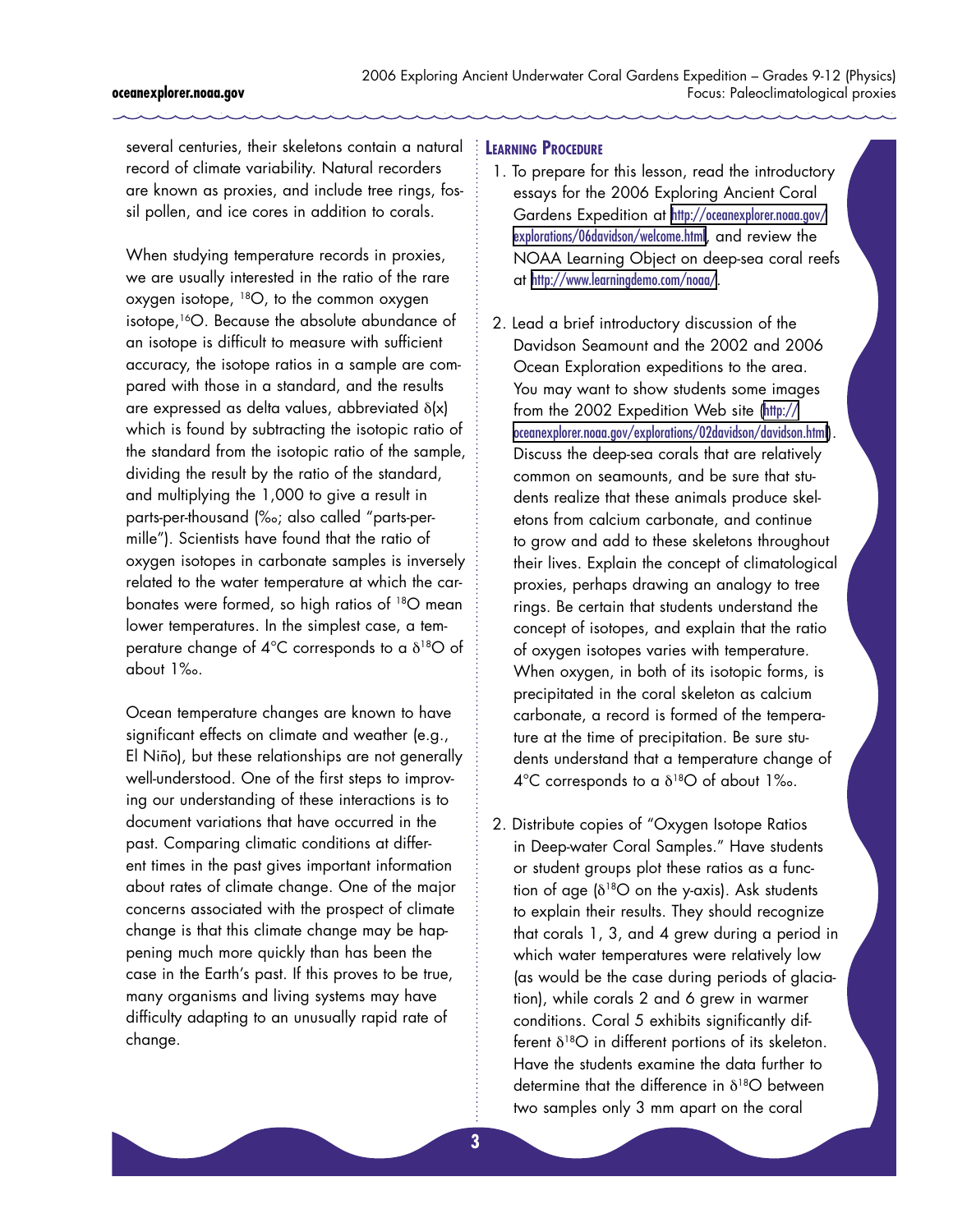several centuries, their skeletons contain a natural record of climate variability. Natural recorders are known as proxies, and include tree rings, fossil pollen, and ice cores in addition to corals.

When studying temperature records in proxies, we are usually interested in the ratio of the rare oxygen isotope, $^{18}O$, to the common oxygen isotope, $^{16}O$. Because the absolute abundance of an isotope is difficult to measure with sufficient accuracy, the isotope ratios in a sample are compared with those in a standard, and the results are expressed as delta values, abbreviated $\delta(x)$ which is found by subtracting the isotopic ratio of the standard from the isotopic ratio of the sample, dividing the result by the ratio of the standard, and multiplying the 1,000 to give a result in parts-per-thousand (‰; also called "parts-per-mille"). Scientists have found that the ratio of oxygen isotopes in carbonate samples is inversely related to the water temperature at which the carbonates were formed, so high ratios of $^{18}O$ mean lower temperatures. In the simplest case, a temperature change of 4°C corresponds to a $\delta^{18}O$ of about 1‰.

Ocean temperature changes are known to have significant effects on climate and weather (e.g., El Niño), but these relationships are not generally well-understood. One of the first steps to improving our understanding of these interactions is to document variations that have occurred in the past. Comparing climatic conditions at different times in the past gives important information about rates of climate change. One of the major concerns associated with the prospect of climate change is that this climate change may be happening much more quickly than has been the case in the Earth's past. If this proves to be true, many organisms and living systems may have difficulty adapting to an unusually rapid rate of change.

## Learning Procedure

1. To prepare for this lesson, read the introductory essays for the 2006 Exploring Ancient Coral Gardens Expedition at http://oceanexplorer.noaa.gov/explorations/06davidson/welcome.html, and review the NOAA Learning Object on deep-sea coral reefs at http://www.learningdemo.com/noaa/.

2. Lead a brief introductory discussion of the Davidson Seamount and the 2002 and 2006 Ocean Exploration expeditions to the area. You may want to show students some images from the 2002 Expedition Web site (http://oceanexplorer.noaa.gov/explorations/02davidson/davidson.html). Discuss the deep-sea corals that are relatively common on seamounts, and be sure that students realize that these animals produce skeletons from calcium carbonate, and continue to grow and add to these skeletons throughout their lives. Explain the concept of climatological proxies, perhaps drawing an analogy to tree rings. Be certain that students understand the concept of isotopes, and explain that the ratio of oxygen isotopes varies with temperature. When oxygen, in both of its isotopic forms, is precipitated in the coral skeleton as calcium carbonate, a record is formed of the temperature at the time of precipitation. Be sure students understand that a temperature change of 4°C corresponds to a $\delta^{18}O$ of about 1‰.

2. Distribute copies of "Oxygen Isotope Ratios in Deep-water Coral Samples." Have students or student groups plot these ratios as a function of age ($\delta^{18}O$ on the y-axis). Ask students to explain their results. They should recognize that corals 1, 3, and 4 grew during a period in which water temperatures were relatively low (as would be the case during periods of glaciation), while corals 2 and 6 grew in warmer conditions. Coral 5 exhibits significantly different $\delta^{18}O$ in different portions of its skeleton. Have the students examine the data further to determine that the difference in $\delta^{18}O$ between two samples only 3 mm apart on the coral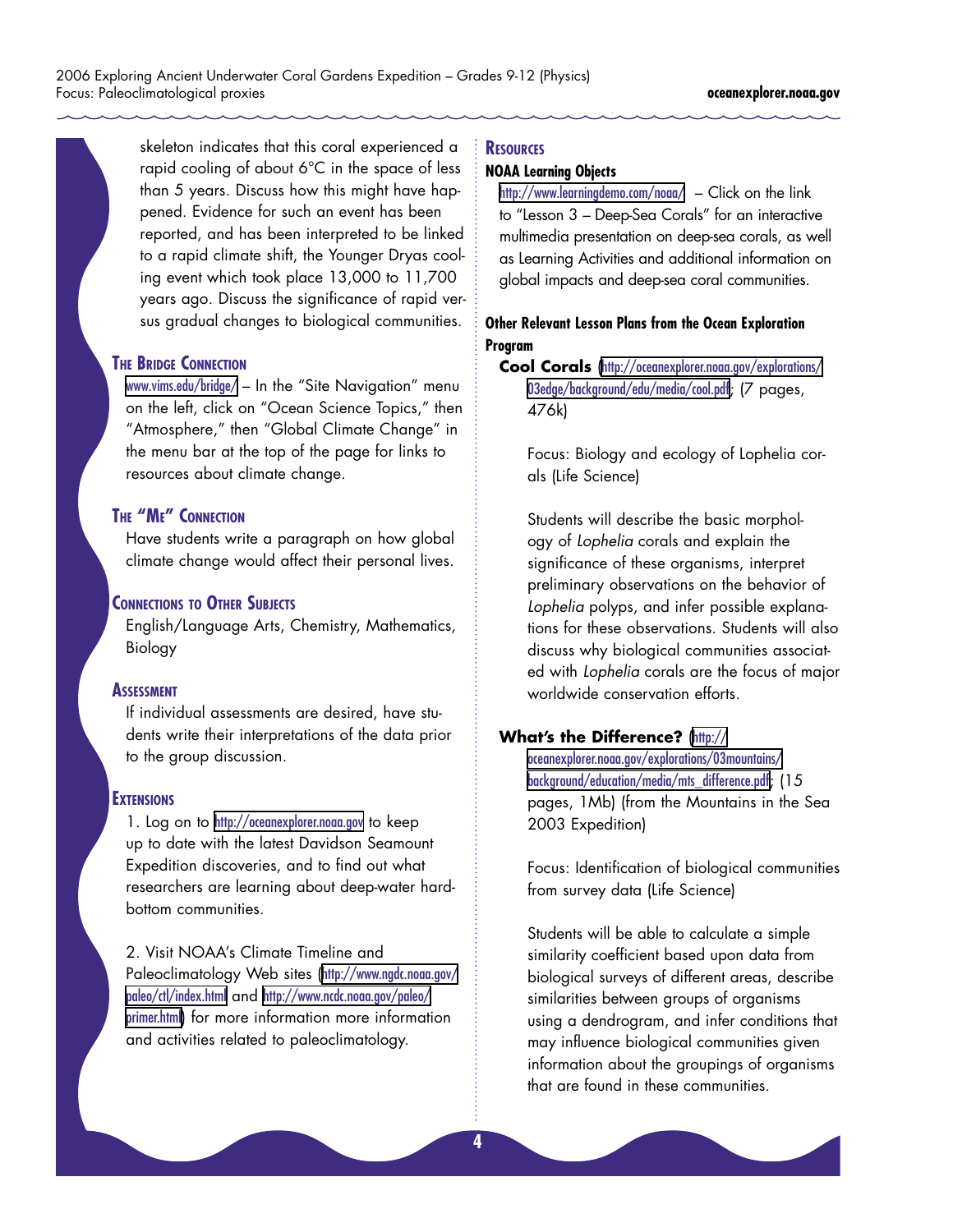skeleton indicates that this coral experienced a rapid cooling of about 6°C in the space of less than 5 years. Discuss how this might have happened. Evidence for such an event has been reported, and has been interpreted to be linked to a rapid climate shift, the Younger Dryas cooling event which took place 13,000 to 11,700 years ago. Discuss the significance of rapid versus gradual changes to biological communities.

## The Bridge Connection

www.vims.edu/bridge/ – In the "Site Navigation" menu on the left, click on "Ocean Science Topics," then "Atmosphere," then "Global Climate Change" in the menu bar at the top of the page for links to resources about climate change.

## The "Me" Connection

Have students write a paragraph on how global climate change would affect their personal lives.

## Connections to Other Subjects

English/Language Arts, Chemistry, Mathematics, Biology

## Assessment

If individual assessments are desired, have students write their interpretations of the data prior to the group discussion.

## Extensions

1. Log on to http://oceanexplorer.noaa.gov to keep up to date with the latest Davidson Seamount Expedition discoveries, and to find out what researchers are learning about deep-water hard-bottom communities.

2. Visit NOAA's Climate Timeline and Paleoclimatology Web sites (http://www.ngdc.noaa.gov/paleo/ctl/index.html and http://www.ncdc.noaa.gov/paleo/primer.html) for more information more information and activities related to paleoclimatology.

## Resources

### NOAA Learning Objects

http://www.learningdemo.com/noaa/ – Click on the link to "Lesson 3 – Deep-Sea Corals" for an interactive multimedia presentation on deep-sea corals, as well as Learning Activities and additional information on global impacts and deep-sea coral communities.

### Other Relevant Lesson Plans from the Ocean Exploration Program

**Cool Corals** (http://oceanexplorer.noaa.gov/explorations/03edge/background/edu/media/cool.pdf; (7 pages, 476k)

Focus: Biology and ecology of Lophelia corals (Life Science)

Students will describe the basic morphology of *Lophelia* corals and explain the significance of these organisms, interpret preliminary observations on the behavior of *Lophelia* polyps, and infer possible explanations for these observations. Students will also discuss why biological communities associated with *Lophelia* corals are the focus of major worldwide conservation efforts.

**What's the Difference?** (http://oceanexplorer.noaa.gov/explorations/03mountains/background/education/media/mts_difference.pdf; (15 pages, 1Mb) (from the Mountains in the Sea 2003 Expedition)

Focus: Identification of biological communities from survey data (Life Science)

Students will be able to calculate a simple similarity coefficient based upon data from biological surveys of different areas, describe similarities between groups of organisms using a dendrogram, and infer conditions that may influence biological communities given information about the groupings of organisms that are found in these communities.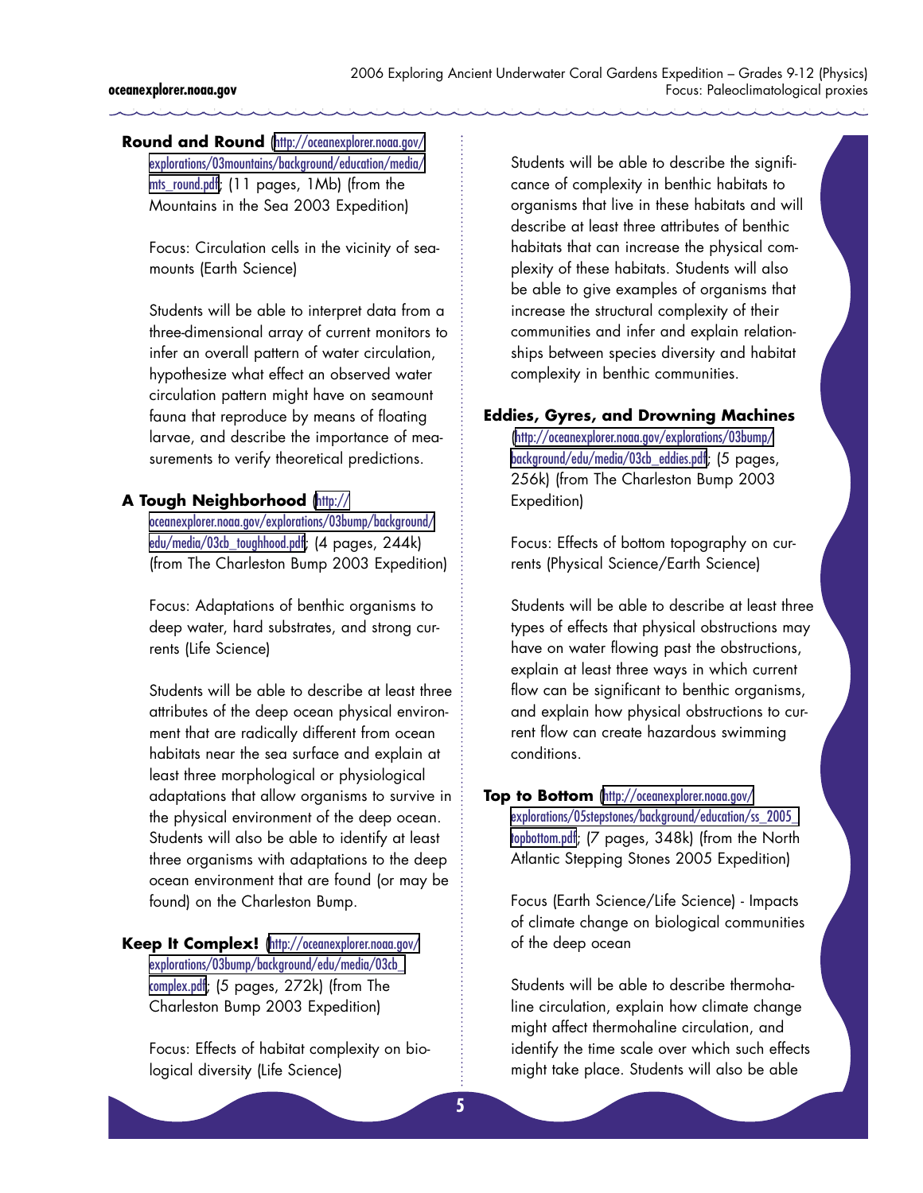**Round and Round** (http://oceanexplorer.noaa.gov/explorations/03mountains/background/education/media/mts_round.pdf; (11 pages, 1Mb) (from the Mountains in the Sea 2003 Expedition)

Focus: Circulation cells in the vicinity of seamounts (Earth Science)

Students will be able to interpret data from a three-dimensional array of current monitors to infer an overall pattern of water circulation, hypothesize what effect an observed water circulation pattern might have on seamount fauna that reproduce by means of floating larvae, and describe the importance of measurements to verify theoretical predictions.

**A Tough Neighborhood** (http://oceanexplorer.noaa.gov/explorations/03bump/background/edu/media/03cb_toughhood.pdf; (4 pages, 244k) (from The Charleston Bump 2003 Expedition)

Focus: Adaptations of benthic organisms to deep water, hard substrates, and strong currents (Life Science)

Students will be able to describe at least three attributes of the deep ocean physical environment that are radically different from ocean habitats near the sea surface and explain at least three morphological or physiological adaptations that allow organisms to survive in the physical environment of the deep ocean. Students will also be able to identify at least three organisms with adaptations to the deep ocean environment that are found (or may be found) on the Charleston Bump.

**Keep It Complex!** (http://oceanexplorer.noaa.gov/explorations/03bump/background/edu/media/03cb_complex.pdf; (5 pages, 272k) (from The Charleston Bump 2003 Expedition)

Focus: Effects of habitat complexity on biological diversity (Life Science)

Students will be able to describe the significance of complexity in benthic habitats to organisms that live in these habitats and will describe at least three attributes of benthic habitats that can increase the physical complexity of these habitats. Students will also be able to give examples of organisms that increase the structural complexity of their communities and infer and explain relationships between species diversity and habitat complexity in benthic communities.

**Eddies, Gyres, and Drowning Machines** (http://oceanexplorer.noaa.gov/explorations/03bump/background/edu/media/03cb_eddies.pdf; (5 pages, 256k) (from The Charleston Bump 2003 Expedition)

Focus: Effects of bottom topography on currents (Physical Science/Earth Science)

Students will be able to describe at least three types of effects that physical obstructions may have on water flowing past the obstructions, explain at least three ways in which current flow can be significant to benthic organisms, and explain how physical obstructions to current flow can create hazardous swimming conditions.

**Top to Bottom** (http://oceanexplorer.noaa.gov/explorations/05stepstones/background/education/ss_2005_topbottom.pdf; (7 pages, 348k) (from the North Atlantic Stepping Stones 2005 Expedition)

Focus (Earth Science/Life Science) - Impacts of climate change on biological communities of the deep ocean

Students will be able to describe thermohaline circulation, explain how climate change might affect thermohaline circulation, and identify the time scale over which such effects might take place. Students will also be able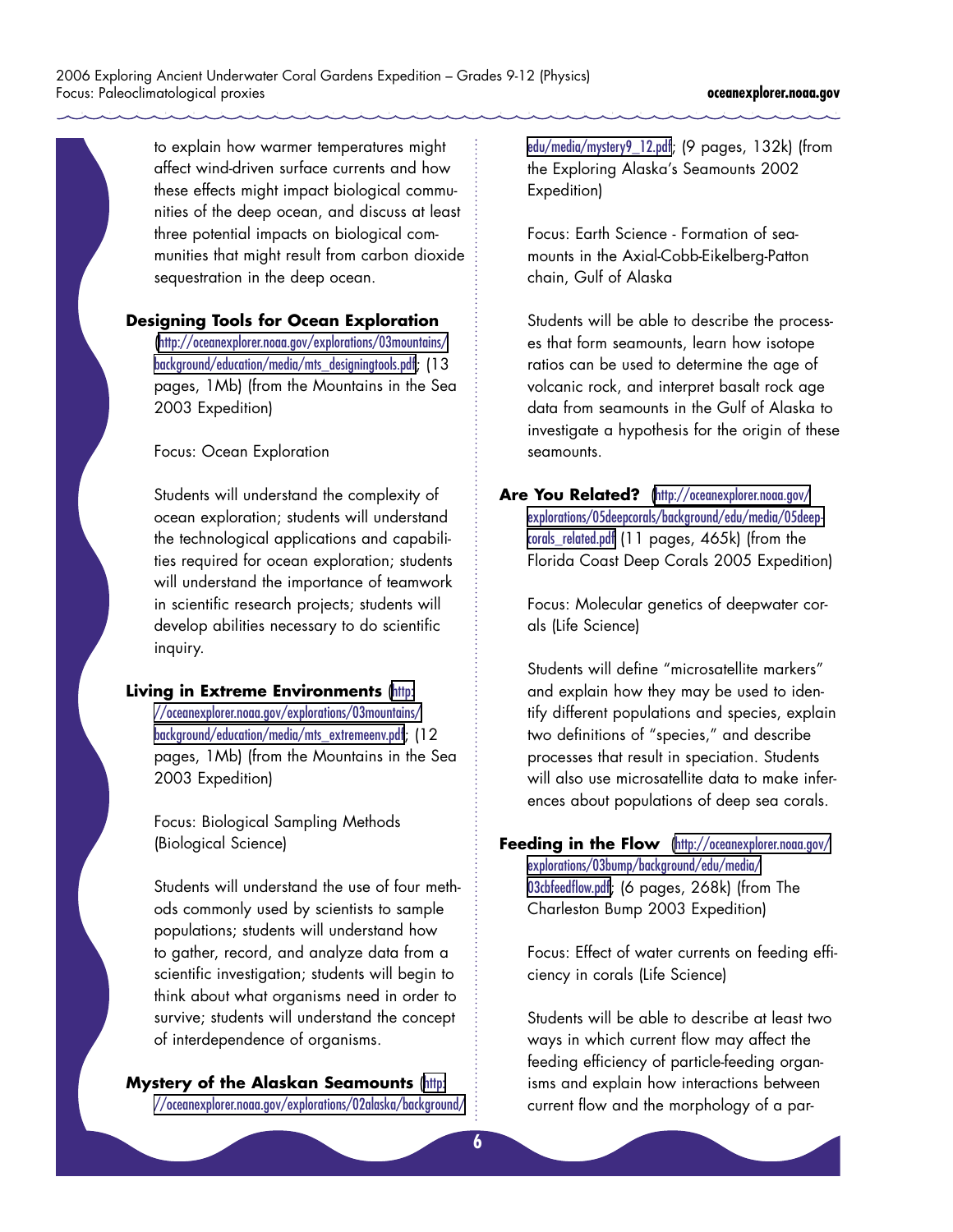to explain how warmer temperatures might affect wind-driven surface currents and how these effects might impact biological communities of the deep ocean, and discuss at least three potential impacts on biological communities that might result from carbon dioxide sequestration in the deep ocean.

**Designing Tools for Ocean Exploration** (http://oceanexplorer.noaa.gov/explorations/03mountains/background/education/media/mts_designingtools.pdf; (13 pages, 1Mb) (from the Mountains in the Sea 2003 Expedition)

Focus: Ocean Exploration

Students will understand the complexity of ocean exploration; students will understand the technological applications and capabilities required for ocean exploration; students will understand the importance of teamwork in scientific research projects; students will develop abilities necessary to do scientific inquiry.

**Living in Extreme Environments** (http://oceanexplorer.noaa.gov/explorations/03mountains/background/education/media/mts_extremeenv.pdf; (12 pages, 1Mb) (from the Mountains in the Sea 2003 Expedition)

Focus: Biological Sampling Methods (Biological Science)

Students will understand the use of four methods commonly used by scientists to sample populations; students will understand how to gather, record, and analyze data from a scientific investigation; students will begin to think about what organisms need in order to survive; students will understand the concept of interdependence of organisms.

**Mystery of the Alaskan Seamounts** (http://oceanexplorer.noaa.gov/explorations/02alaska/background/edu/media/mystery9_12.pdf; (9 pages, 132k) (from the Exploring Alaska's Seamounts 2002 Expedition)

Focus: Earth Science - Formation of seamounts in the Axial-Cobb-Eikelberg-Patton chain, Gulf of Alaska

Students will be able to describe the processes that form seamounts, learn how isotope ratios can be used to determine the age of volcanic rock, and interpret basalt rock age data from seamounts in the Gulf of Alaska to investigate a hypothesis for the origin of these seamounts.

**Are You Related?** (http://oceanexplorer.noaa.gov/explorations/05deepcorals/background/edu/media/05deepcorals_related.pdf (11 pages, 465k) (from the Florida Coast Deep Corals 2005 Expedition)

Focus: Molecular genetics of deepwater corals (Life Science)

Students will define "microsatellite markers" and explain how they may be used to identify different populations and species, explain two definitions of "species," and describe processes that result in speciation. Students will also use microsatellite data to make inferences about populations of deep sea corals.

**Feeding in the Flow** (http://oceanexplorer.noaa.gov/explorations/03bump/background/edu/media/03cbfeedflow.pdf; (6 pages, 268k) (from The Charleston Bump 2003 Expedition)

Focus: Effect of water currents on feeding efficiency in corals (Life Science)

Students will be able to describe at least two ways in which current flow may affect the feeding efficiency of particle-feeding organisms and explain how interactions between current flow and the morphology of a par-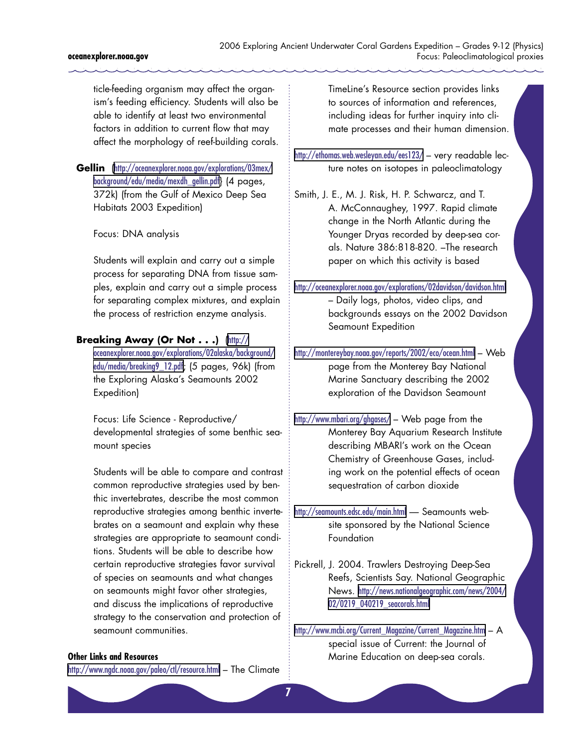ticle-feeding organism may affect the organism's feeding efficiency. Students will also be able to identify at least two environmental factors in addition to current flow that may affect the morphology of reef-building corals.

**Gellin** (http://oceanexplorer.noaa.gov/explorations/03mex/background/edu/media/mexdh_gellin.pdf) (4 pages, 372k) (from the Gulf of Mexico Deep Sea Habitats 2003 Expedition)

Focus: DNA analysis

Students will explain and carry out a simple process for separating DNA from tissue samples, explain and carry out a simple process for separating complex mixtures, and explain the process of restriction enzyme analysis.

**Breaking Away (Or Not . . .)** (http://oceanexplorer.noaa.gov/explorations/02alaska/background/edu/media/breaking9_12.pdf; (5 pages, 96k) (from the Exploring Alaska's Seamounts 2002 Expedition)

Focus: Life Science - Reproductive/developmental strategies of some benthic seamount species

Students will be able to compare and contrast common reproductive strategies used by benthic invertebrates, describe the most common reproductive strategies among benthic invertebrates on a seamount and explain why these strategies are appropriate to seamount conditions. Students will be able to describe how certain reproductive strategies favor survival of species on seamounts and what changes on seamounts might favor other strategies, and discuss the implications of reproductive strategy to the conservation and protection of seamount communities.

### Other Links and Resources

http://www.ngdc.noaa.gov/paleo/ctl/resource.html – The Climate TimeLine's Resource section provides links to sources of information and references, including ideas for further inquiry into climate processes and their human dimension.

http://ethomas.web.wesleyan.edu/ees123/ – very readable lecture notes on isotopes in paleoclimatology

Smith, J. E., M. J. Risk, H. P. Schwarcz, and T. A. McConnaughey, 1997. Rapid climate change in the North Atlantic during the Younger Dryas recorded by deep-sea corals. Nature 386:818-820. –The research paper on which this activity is based

http://oceanexplorer.noaa.gov/explorations/02davidson/davidson.html – Daily logs, photos, video clips, and backgrounds essays on the 2002 Davidson Seamount Expedition

http://montereybay.noaa.gov/reports/2002/eco/ocean.html – Web page from the Monterey Bay National Marine Sanctuary describing the 2002 exploration of the Davidson Seamount

http://www.mbari.org/ghgases/ – Web page from the Monterey Bay Aquarium Research Institute describing MBARI's work on the Ocean Chemistry of Greenhouse Gases, including work on the potential effects of ocean sequestration of carbon dioxide

http://seamounts.edsc.edu/main.html — Seamounts website sponsored by the National Science Foundation

Pickrell, J. 2004. Trawlers Destroying Deep-Sea Reefs, Scientists Say. National Geographic News. http://news.nationalgeographic.com/news/2004/02/0219_040219_seacorals.html

http://www.mcbi.org/Current_Magazine/Current_Magazine.htm – A special issue of Current: the Journal of Marine Education on deep-sea corals.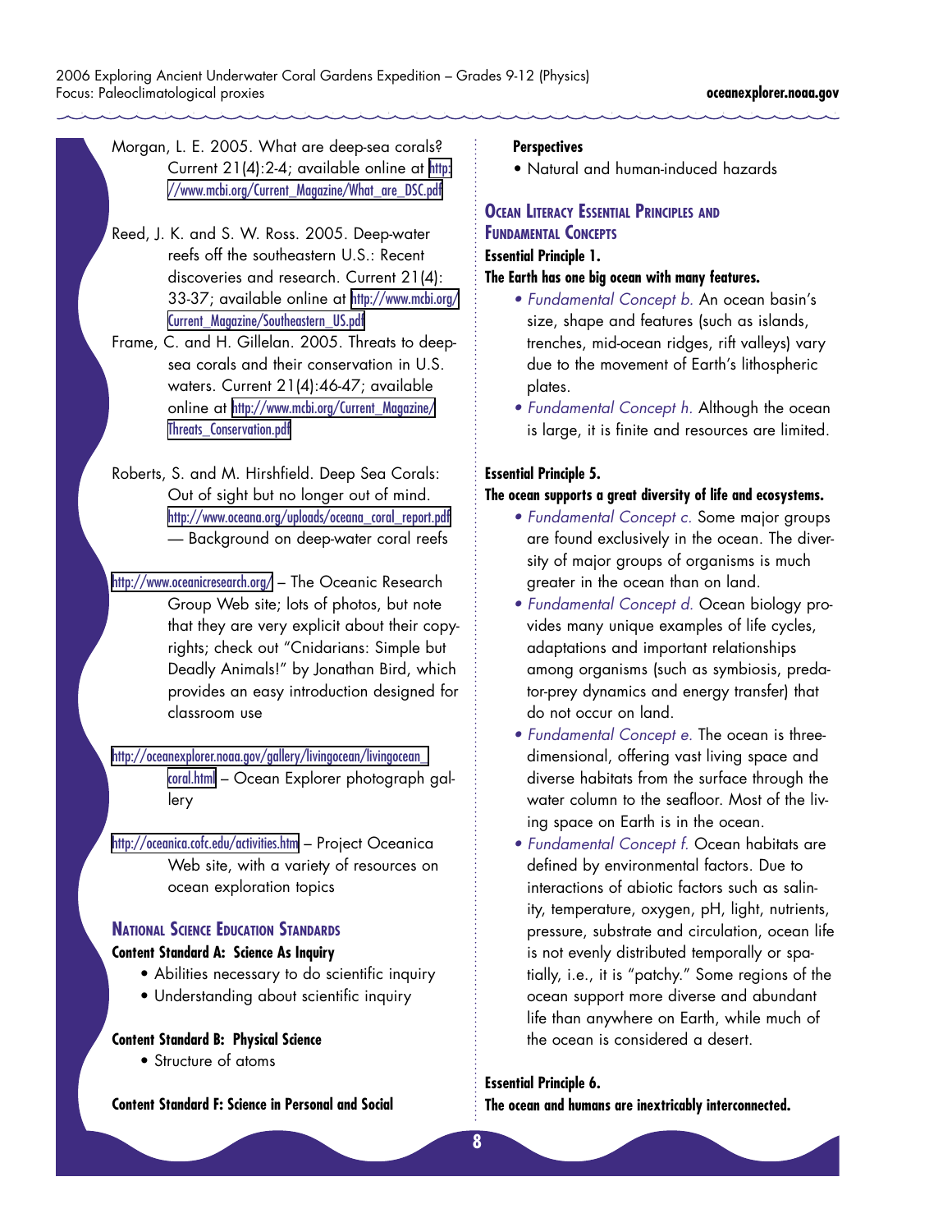Morgan, L. E. 2005. What are deep-sea corals? Current 21(4):2-4; available online at http://www.mcbi.org/Current_Magazine/What_are_DSC.pdf

Reed, J. K. and S. W. Ross. 2005. Deep-water reefs off the southeastern U.S.: Recent discoveries and research. Current 21(4): 33-37; available online at http://www.mcbi.org/Current_Magazine/Southeastern_US.pdf

Frame, C. and H. Gillelan. 2005. Threats to deep-sea corals and their conservation in U.S. waters. Current 21(4):46-47; available online at http://www.mcbi.org/Current_Magazine/Threats_Conservation.pdf

Roberts, S. and M. Hirshfield. Deep Sea Corals: Out of sight but no longer out of mind. http://www.oceana.org/uploads/oceana_coral_report.pdf — Background on deep-water coral reefs

http://www.oceanicresearch.org/ – The Oceanic Research Group Web site; lots of photos, but note that they are very explicit about their copyrights; check out "Cnidarians: Simple but Deadly Animals!" by Jonathan Bird, which provides an easy introduction designed for classroom use

http://oceanexplorer.noaa.gov/gallery/livingocean/livingocean_coral.html – Ocean Explorer photograph gallery

http://oceanica.cofc.edu/activities.htm – Project Oceanica Web site, with a variety of resources on ocean exploration topics

## National Science Education Standards

**Content Standard A: Science As Inquiry**

- Abilities necessary to do scientific inquiry
- Understanding about scientific inquiry

**Content Standard B: Physical Science**

- Structure of atoms

**Content Standard F: Science in Personal and Social Perspectives**

- Natural and human-induced hazards

## Ocean Literacy Essential Principles and Fundamental Concepts

**Essential Principle 1.**

**The Earth has one big ocean with many features.**

- *Fundamental Concept b.* An ocean basin's size, shape and features (such as islands, trenches, mid-ocean ridges, rift valleys) vary due to the movement of Earth's lithospheric plates.
- *Fundamental Concept h.* Although the ocean is large, it is finite and resources are limited.

**Essential Principle 5.**

**The ocean supports a great diversity of life and ecosystems.**

- *Fundamental Concept c.* Some major groups are found exclusively in the ocean. The diversity of major groups of organisms is much greater in the ocean than on land.
- *Fundamental Concept d.* Ocean biology provides many unique examples of life cycles, adaptations and important relationships among organisms (such as symbiosis, predator-prey dynamics and energy transfer) that do not occur on land.
- *Fundamental Concept e.* The ocean is three-dimensional, offering vast living space and diverse habitats from the surface through the water column to the seafloor. Most of the living space on Earth is in the ocean.
- *Fundamental Concept f.* Ocean habitats are defined by environmental factors. Due to interactions of abiotic factors such as salinity, temperature, oxygen, pH, light, nutrients, pressure, substrate and circulation, ocean life is not evenly distributed temporally or spatially, i.e., it is "patchy." Some regions of the ocean support more diverse and abundant life than anywhere on Earth, while much of the ocean is considered a desert.

**Essential Principle 6.**

**The ocean and humans are inextricably interconnected.**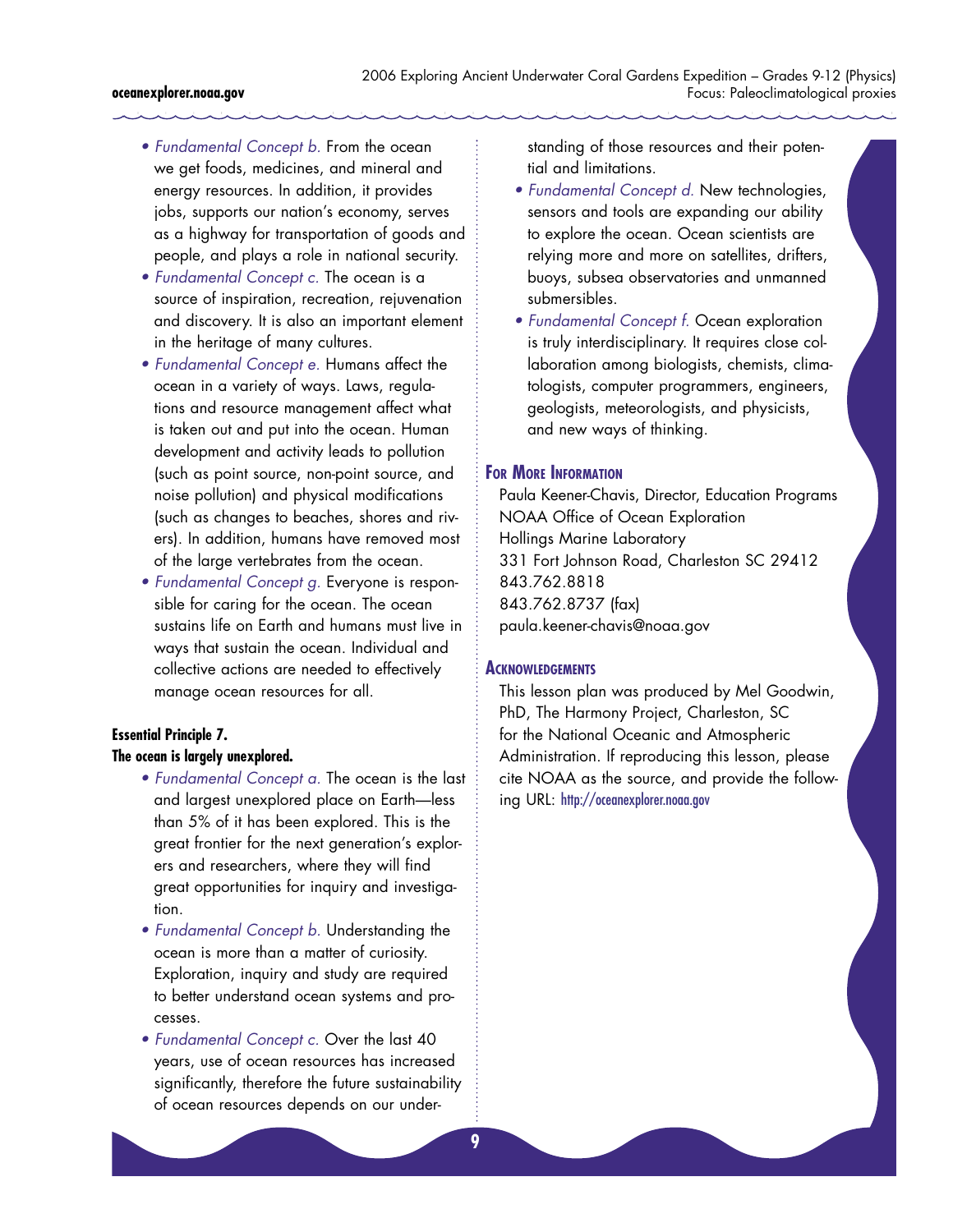- *Fundamental Concept b.* From the ocean we get foods, medicines, and mineral and energy resources. In addition, it provides jobs, supports our nation's economy, serves as a highway for transportation of goods and people, and plays a role in national security.
- *Fundamental Concept c.* The ocean is a source of inspiration, recreation, rejuvenation and discovery. It is also an important element in the heritage of many cultures.
- *Fundamental Concept e.* Humans affect the ocean in a variety of ways. Laws, regulations and resource management affect what is taken out and put into the ocean. Human development and activity leads to pollution (such as point source, non-point source, and noise pollution) and physical modifications (such as changes to beaches, shores and rivers). In addition, humans have removed most of the large vertebrates from the ocean.
- *Fundamental Concept g.* Everyone is responsible for caring for the ocean. The ocean sustains life on Earth and humans must live in ways that sustain the ocean. Individual and collective actions are needed to effectively manage ocean resources for all.

**Essential Principle 7.**
**The ocean is largely unexplored.**

- *Fundamental Concept a.* The ocean is the last and largest unexplored place on Earth—less than 5% of it has been explored. This is the great frontier for the next generation's explorers and researchers, where they will find great opportunities for inquiry and investigation.
- *Fundamental Concept b.* Understanding the ocean is more than a matter of curiosity. Exploration, inquiry and study are required to better understand ocean systems and processes.
- *Fundamental Concept c.* Over the last 40 years, use of ocean resources has increased significantly, therefore the future sustainability of ocean resources depends on our understanding of those resources and their potential and limitations.
- *Fundamental Concept d.* New technologies, sensors and tools are expanding our ability to explore the ocean. Ocean scientists are relying more and more on satellites, drifters, buoys, subsea observatories and unmanned submersibles.
- *Fundamental Concept f.* Ocean exploration is truly interdisciplinary. It requires close collaboration among biologists, chemists, climatologists, computer programmers, engineers, geologists, meteorologists, and physicists, and new ways of thinking.

## For More Information

Paula Keener-Chavis, Director, Education Programs
NOAA Office of Ocean Exploration
Hollings Marine Laboratory
331 Fort Johnson Road, Charleston SC 29412
843.762.8818
843.762.8737 (fax)
paula.keener-chavis@noaa.gov

## Acknowledgements

This lesson plan was produced by Mel Goodwin, PhD, The Harmony Project, Charleston, SC for the National Oceanic and Atmospheric Administration. If reproducing this lesson, please cite NOAA as the source, and provide the following URL: http://oceanexplorer.noaa.gov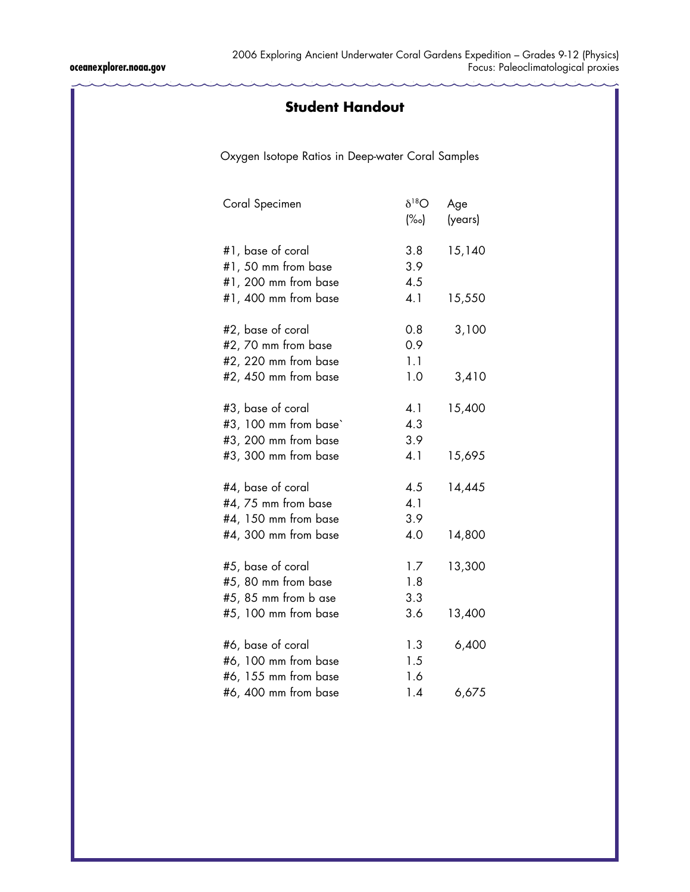## Student Handout

Oxygen Isotope Ratios in Deep-water Coral Samples

| Coral Specimen | $\delta^{18}O$ (‰) | Age (years) |
|---|---|---|
| #1, base of coral | 3.8 | 15,140 |
| #1, 50 mm from base | 3.9 | |
| #1, 200 mm from base | 4.5 | |
| #1, 400 mm from base | 4.1 | 15,550 |
| #2, base of coral | 0.8 | 3,100 |
| #2, 70 mm from base | 0.9 | |
| #2, 220 mm from base | 1.1 | |
| #2, 450 mm from base | 1.0 | 3,410 |
| #3, base of coral | 4.1 | 15,400 |
| #3, 100 mm from base` | 4.3 | |
| #3, 200 mm from base | 3.9 | |
| #3, 300 mm from base | 4.1 | 15,695 |
| #4, base of coral | 4.5 | 14,445 |
| #4, 75 mm from base | 4.1 | |
| #4, 150 mm from base | 3.9 | |
| #4, 300 mm from base | 4.0 | 14,800 |
| #5, base of coral | 1.7 | 13,300 |
| #5, 80 mm from base | 1.8 | |
| #5, 85 mm from b ase | 3.3 | |
| #5, 100 mm from base | 3.6 | 13,400 |
| #6, base of coral | 1.3 | 6,400 |
| #6, 100 mm from base | 1.5 | |
| #6, 155 mm from base | 1.6 | |
| #6, 400 mm from base | 1.4 | 6,675 |